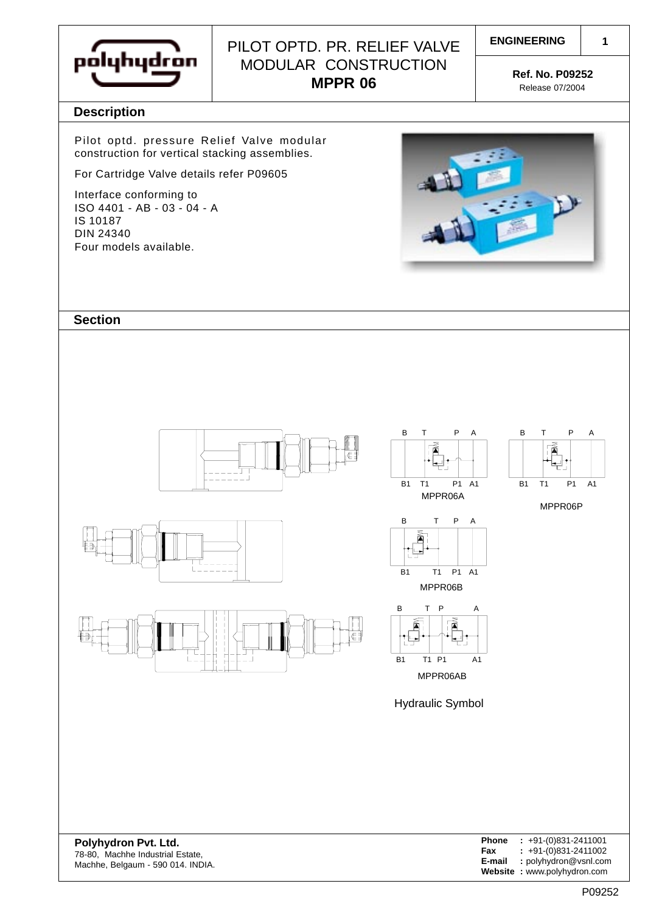# PILOT OPTD. PR. RELIEF VALVE MODULAR CONSTRUCTION **MPPR 06**

**ENGINEERING** | **1**

**Ref. No. P09252**
Release 07/2004

## Description

Pilot optd. pressure Relief Valve modular construction for vertical stacking assemblies.

For Cartridge Valve details refer P09605

Interface conforming to
ISO 4401 - AB - 03 - 04 - A
IS 10187
DIN 24340
Four models available.

## Section

B T P A
B1 T1 P1 A1
MPPR06A

B T P A
B1 T1 P1 A1
MPPR06P

B T P A
B1 T1 P1 A1
MPPR06B

B T P A
B1 T1 P1 A1
MPPR06AB

Hydraulic Symbol

**Polyhydron Pvt. Ltd.**
78-80, Machhe Industrial Estate,
Machhe, Belgaum - 590 014. INDIA.

**Phone** : +91-(0)831-2411001
**Fax** : +91-(0)831-2411002
**E-mail** : polyhydron@vsnl.com
**Website** : www.polyhydron.com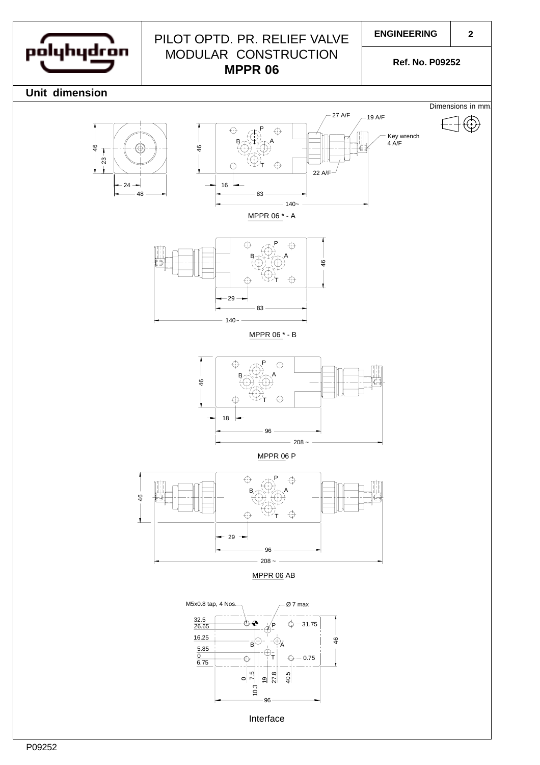# PILOT OPTD. PR. RELIEF VALVE MODULAR CONSTRUCTION **MPPR 06**

**ENGINEERING**

**Ref. No. P09252**

## Unit dimension

Dimensions in mm.

27 A/F
19 A/F
Key wrench 4 A/F
22 A/F
46
23
24
48
46
16
83
140~

MPPR 06 * - A

46
29
83
140~

MPPR 06 * - B

46
18
96
208 ~

MPPR 06 P

46
29
96
208 ~

MPPR 06 AB

M5x0.8 tap, 4 Nos.
Ø 7 max
32.5
26.65
16.25
5.85
0
6.75
31.75
0.75
46
0
7.5
10.3
19
27.8
40.5
96

Interface

P09252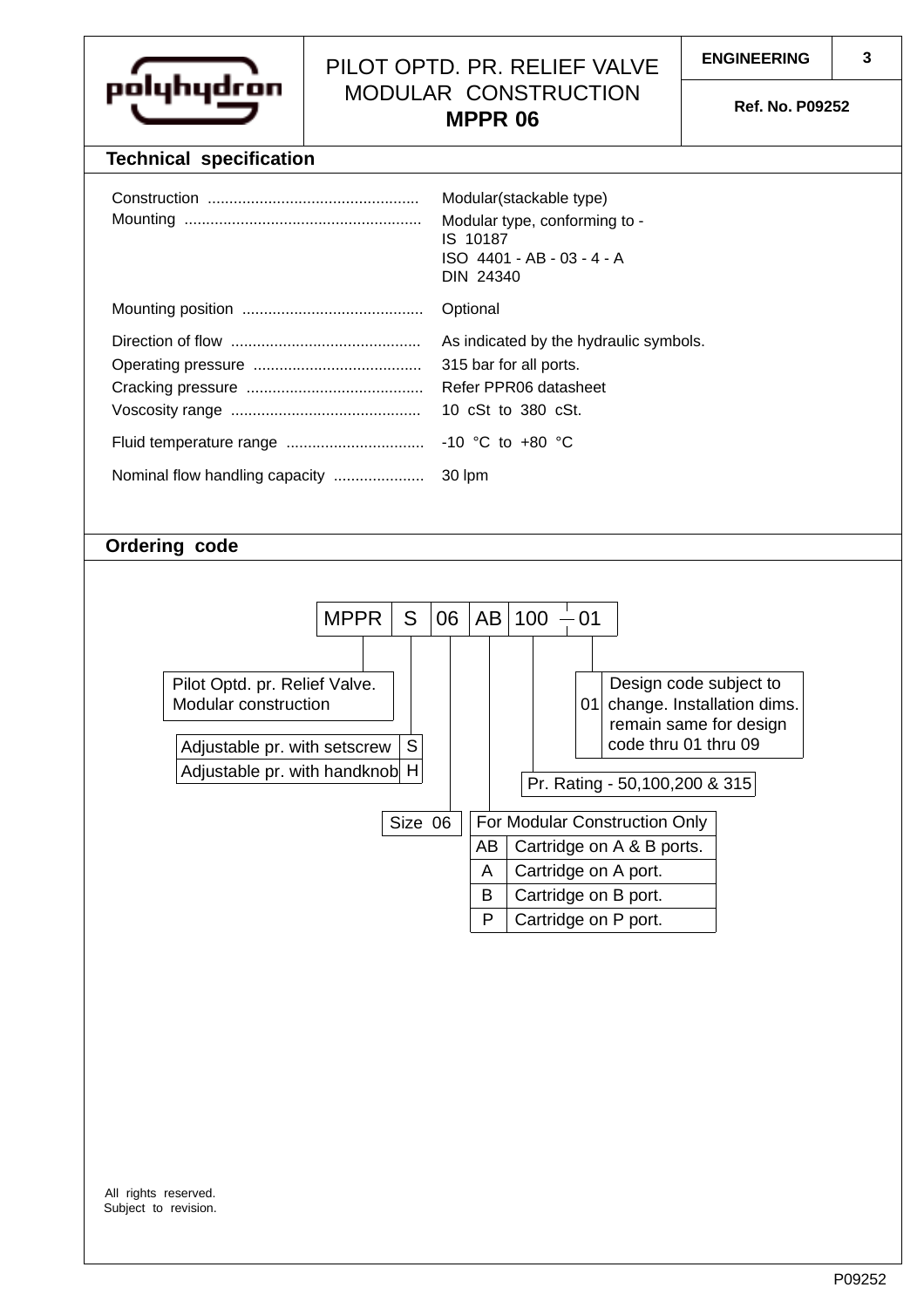# PILOT OPTD. PR. RELIEF VALVE MODULAR CONSTRUCTION **MPPR 06**

**ENGINEERING** | **3**

**Ref. No. P09252**

## Technical specification

| | |
|---|---|
| Construction | Modular(stackable type) |
| Mounting | Modular type, conforming to - IS 10187 ISO 4401 - AB - 03 - 4 - A DIN 24340 |
| Mounting position | Optional |
| Direction of flow | As indicated by the hydraulic symbols. |
| Operating pressure | 315 bar for all ports. |
| Cracking pressure | Refer PPR06 datasheet |
| Voscosity range | 10 cSt to 380 cSt. |
| Fluid temperature range | -10 °C to +80 °C |
| Nominal flow handling capacity | 30 lpm |

## Ordering code

MPPR S 06 AB 100 – 01

- MPPR: Pilot Optd. pr. Relief Valve. Modular construction
- S / H:

| | |
|---|---|
| Adjustable pr. with setscrew | S |
| Adjustable pr. with handknob | H |

- 06: Size 06
- AB:

| For Modular Construction Only | |
|---|---|
| AB | Cartridge on A & B ports. |
| A | Cartridge on A port. |
| B | Cartridge on B port. |
| P | Cartridge on P port. |

- 100: Pr. Rating - 50,100,200 & 315
- 01: Design code subject to change. Installation dims. remain same for design code thru 01 thru 09

All rights reserved.
Subject to revision.